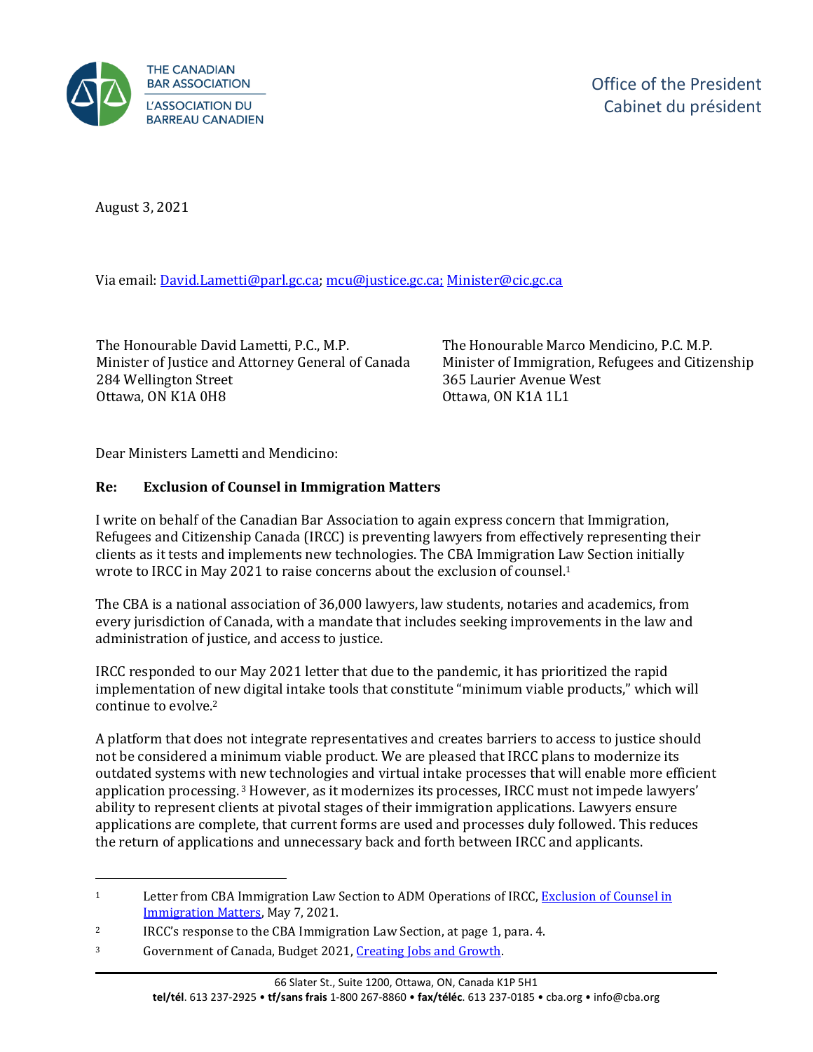THE CANADIAN BAR ASSOCIATION
L'ASSOCIATION DU BARREAU CANADIEN

Office of the President
Cabinet du président

August 3, 2021

Via email: David.Lametti@parl.gc.ca; mcu@justice.gc.ca; Minister@cic.gc.ca

The Honourable David Lametti, P.C., M.P.
Minister of Justice and Attorney General of Canada
284 Wellington Street
Ottawa, ON K1A 0H8

The Honourable Marco Mendicino, P.C. M.P.
Minister of Immigration, Refugees and Citizenship
365 Laurier Avenue West
Ottawa, ON K1A 1L1

Dear Ministers Lametti and Mendicino:

**Re: Exclusion of Counsel in Immigration Matters**

I write on behalf of the Canadian Bar Association to again express concern that Immigration, Refugees and Citizenship Canada (IRCC) is preventing lawyers from effectively representing their clients as it tests and implements new technologies. The CBA Immigration Law Section initially wrote to IRCC in May 2021 to raise concerns about the exclusion of counsel.[1]

The CBA is a national association of 36,000 lawyers, law students, notaries and academics, from every jurisdiction of Canada, with a mandate that includes seeking improvements in the law and administration of justice, and access to justice.

IRCC responded to our May 2021 letter that due to the pandemic, it has prioritized the rapid implementation of new digital intake tools that constitute "minimum viable products," which will continue to evolve.[2]

A platform that does not integrate representatives and creates barriers to access to justice should not be considered a minimum viable product. We are pleased that IRCC plans to modernize its outdated systems with new technologies and virtual intake processes that will enable more efficient application processing.[3] However, as it modernizes its processes, IRCC must not impede lawyers' ability to represent clients at pivotal stages of their immigration applications. Lawyers ensure applications are complete, that current forms are used and processes duly followed. This reduces the return of applications and unnecessary back and forth between IRCC and applicants.

---

[1] Letter from CBA Immigration Law Section to ADM Operations of IRCC, Exclusion of Counsel in Immigration Matters, May 7, 2021.

[2] IRCC's response to the CBA Immigration Law Section, at page 1, para. 4.

[3] Government of Canada, Budget 2021, Creating Jobs and Growth.

66 Slater St., Suite 1200, Ottawa, ON, Canada K1P 5H1
**tel/tél**. 613 237-2925 • **tf/sans frais** 1-800 267-8860 • **fax/téléc**. 613 237-0185 • cba.org • info@cba.org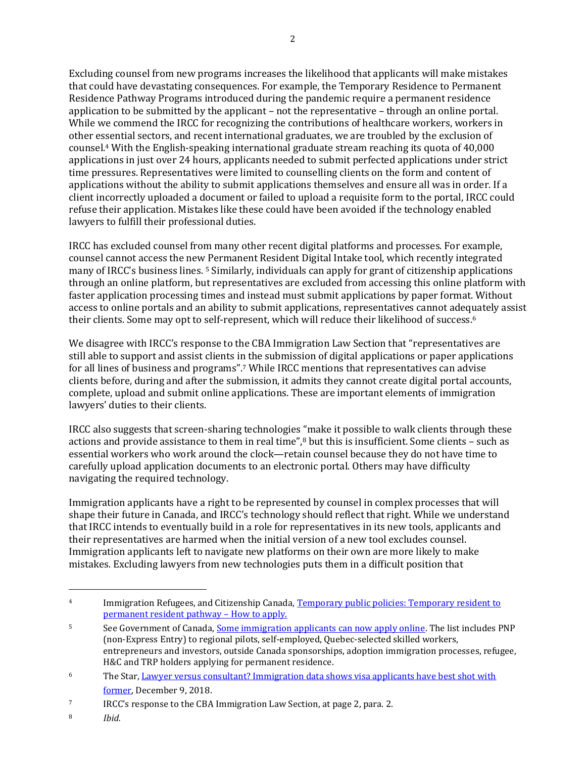Excluding counsel from new programs increases the likelihood that applicants will make mistakes that could have devastating consequences. For example, the Temporary Residence to Permanent Residence Pathway Programs introduced during the pandemic require a permanent residence application to be submitted by the applicant – not the representative – through an online portal. While we commend the IRCC for recognizing the contributions of healthcare workers, workers in other essential sectors, and recent international graduates, we are troubled by the exclusion of counsel.[4] With the English-speaking international graduate stream reaching its quota of 40,000 applications in just over 24 hours, applicants needed to submit perfected applications under strict time pressures. Representatives were limited to counselling clients on the form and content of applications without the ability to submit applications themselves and ensure all was in order. If a client incorrectly uploaded a document or failed to upload a requisite form to the portal, IRCC could refuse their application. Mistakes like these could have been avoided if the technology enabled lawyers to fulfill their professional duties.

IRCC has excluded counsel from many other recent digital platforms and processes. For example, counsel cannot access the new Permanent Resident Digital Intake tool, which recently integrated many of IRCC's business lines.[5] Similarly, individuals can apply for grant of citizenship applications through an online platform, but representatives are excluded from accessing this online platform with faster application processing times and instead must submit applications by paper format. Without access to online portals and an ability to submit applications, representatives cannot adequately assist their clients. Some may opt to self-represent, which will reduce their likelihood of success.[6]

We disagree with IRCC's response to the CBA Immigration Law Section that "representatives are still able to support and assist clients in the submission of digital applications or paper applications for all lines of business and programs".[7] While IRCC mentions that representatives can advise clients before, during and after the submission, it admits they cannot create digital portal accounts, complete, upload and submit online applications. These are important elements of immigration lawyers' duties to their clients.

IRCC also suggests that screen-sharing technologies "make it possible to walk clients through these actions and provide assistance to them in real time",[8] but this is insufficient. Some clients – such as essential workers who work around the clock—retain counsel because they do not have time to carefully upload application documents to an electronic portal. Others may have difficulty navigating the required technology.

Immigration applicants have a right to be represented by counsel in complex processes that will shape their future in Canada, and IRCC's technology should reflect that right. While we understand that IRCC intends to eventually build in a role for representatives in its new tools, applicants and their representatives are harmed when the initial version of a new tool excludes counsel. Immigration applicants left to navigate new platforms on their own are more likely to make mistakes. Excluding lawyers from new technologies puts them in a difficult position that

---

[4] Immigration Refugees, and Citizenship Canada, [Temporary public policies: Temporary resident to permanent resident pathway – How to apply.]

[5] See Government of Canada, [Some immigration applicants can now apply online]. The list includes PNP (non-Express Entry) to regional pilots, self-employed, Quebec-selected skilled workers, entrepreneurs and investors, outside Canada sponsorships, adoption immigration processes, refugee, H&C and TRP holders applying for permanent residence.

[6] The Star, [Lawyer versus consultant? Immigration data shows visa applicants have best shot with former], December 9, 2018.

[7] IRCC's response to the CBA Immigration Law Section, at page 2, para. 2.

[8] *Ibid.*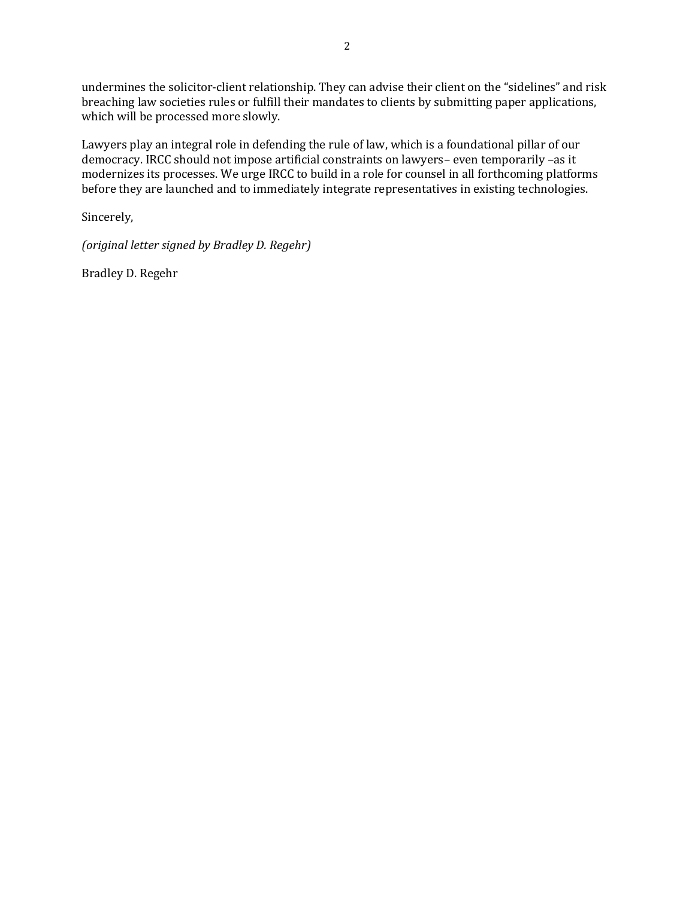undermines the solicitor-client relationship. They can advise their client on the “sidelines” and risk breaching law societies rules or fulfill their mandates to clients by submitting paper applications, which will be processed more slowly.

Lawyers play an integral role in defending the rule of law, which is a foundational pillar of our democracy. IRCC should not impose artificial constraints on lawyers– even temporarily –as it modernizes its processes. We urge IRCC to build in a role for counsel in all forthcoming platforms before they are launched and to immediately integrate representatives in existing technologies.

Sincerely,

*(original letter signed by Bradley D. Regehr)*

Bradley D. Regehr